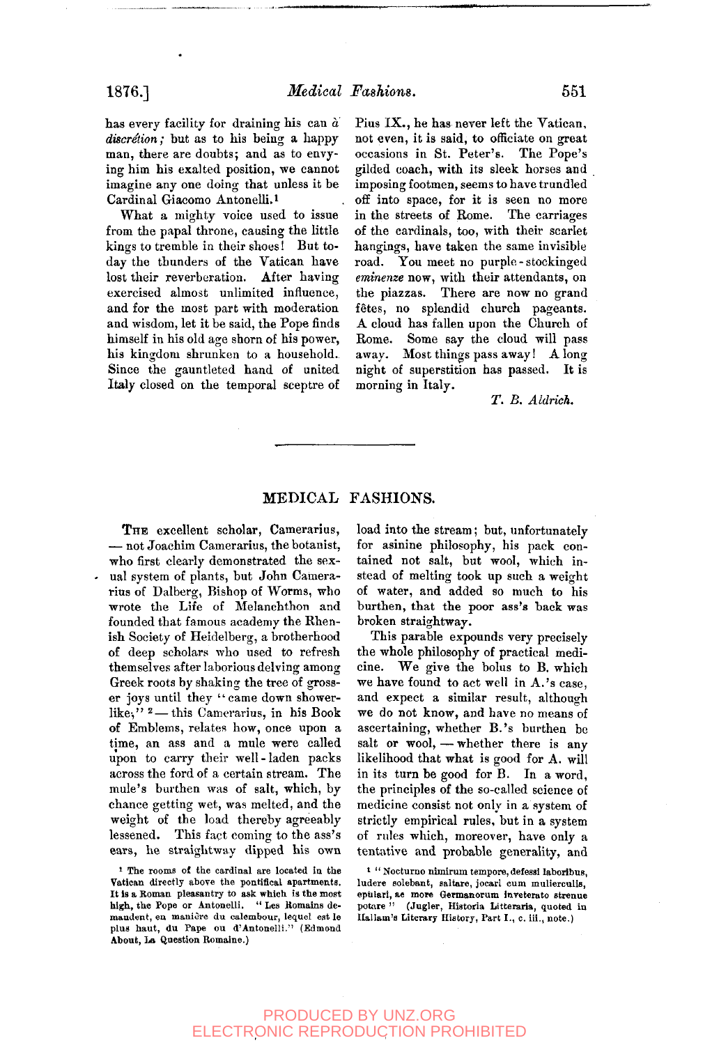has every facility for draining his can *à discrétion;* but as to his being a happy man, there are doubts; and as to envying him his exalted position, we cannot imagine any one doing that unless it be Cardinal Giacomo Antonelli.[1]

What a mighty voice used to issue from the papal throne, causing the little kings to tremble in their shoes! But to-day the thunders of the Vatican have lost their reverberation. After having exercised almost unlimited influence, and for the most part with moderation and wisdom, let it be said, the Pope finds himself in his old age shorn of his power, his kingdom shrunken to a household. Since the gauntleted hand of united Italy closed on the temporal sceptre of Pius IX., he has never left the Vatican, not even, it is said, to officiate on great occasions in St. Peter's. The Pope's gilded coach, with its sleek horses and imposing footmen, seems to have trundled off into space, for it is seen no more in the streets of Rome. The carriages of the cardinals, too, with their scarlet hangings, have taken the same invisible road. You meet no purple-stockinged *eminenze* now, with their attendants, on the piazzas. There are now no grand fêtes, no splendid church pageants. A cloud has fallen upon the Church of Rome. Some say the cloud will pass away. Most things pass away! A long night of superstition has passed. It is morning in Italy.

*T. B. Aldrich.*

[1] The rooms of the cardinal are located in the Vatican directly above the pontifical apartments. It is a Roman pleasantry to ask which is the most high, the Pope or Antonelli. "Les Romains demandent, en manière du calembour, lequel est le plus haut, du Pape ou d'Antonelli." (Edmond About, La Question Romaine.)

---

# MEDICAL FASHIONS.

The excellent scholar, Camerarius, — not Joachim Camerarius, the botanist, who first clearly demonstrated the sexual system of plants, but John Camerarius of Dalberg, Bishop of Worms, who wrote the Life of Melanchthon and founded that famous academy the Rhenish Society of Heidelberg, a brotherhood of deep scholars who used to refresh themselves after laborious delving among Greek roots by shaking the tree of grosser joys until they "came down showerlike,"[2] — this Camerarius, in his Book of Emblems, relates how, once upon a time, an ass and a mule were called upon to carry their well-laden packs across the ford of a certain stream. The mule's burthen was of salt, which, by chance getting wet, was melted, and the weight of the load thereby agreeably lessened. This fact coming to the ass's ears, he straightway dipped his own load into the stream; but, unfortunately for asinine philosophy, his pack contained not salt, but wool, which instead of melting took up such a weight of water, and added so much to his burthen, that the poor ass's back was broken straightway.

This parable expounds very precisely the whole philosophy of practical medicine. We give the bolus to B. which we have found to act well in A.'s case, and expect a similar result, although we do not know, and have no means of ascertaining, whether B.'s burthen be salt or wool, — whether there is any likelihood that what is good for A. will in its turn be good for B. In a word, the principles of the so-called science of medicine consist not only in a system of strictly empirical rules, but in a system of rules which, moreover, have only a tentative and probable generality, and

[2] "Nocturno nimirum tempore, defessi laboribus, ludere solebant, saltare, jocari cum mulierculis, epulari, ac more Germanorum inveterato strenue potare" (Jugler, Historia Litteraria, quoted in Hallam's Literary History, Part I., c. iii., note.)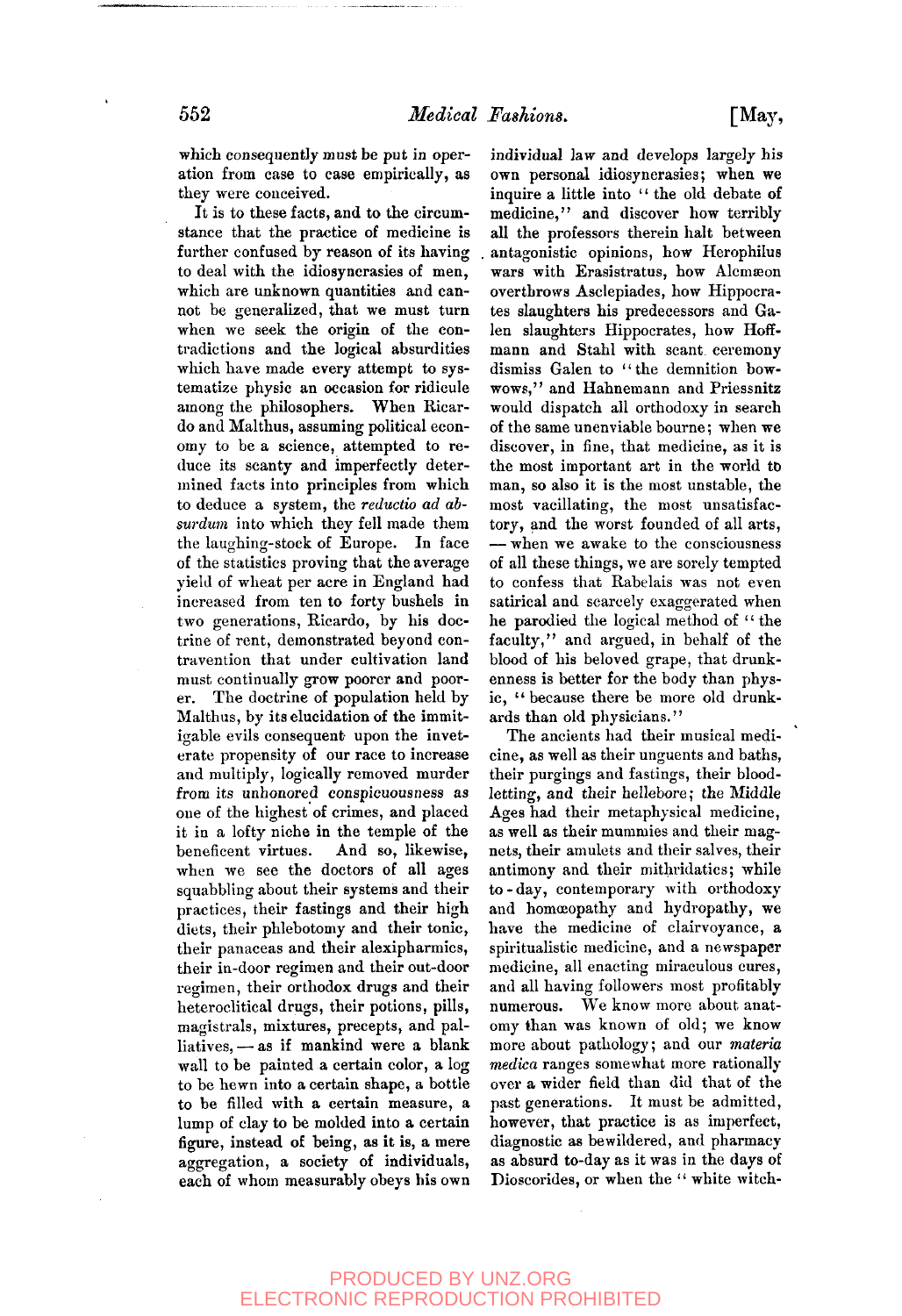which consequently must be put in operation from case to case empirically, as they were conceived.

It is to these facts, and to the circumstance that the practice of medicine is further confused by reason of its having to deal with the idiosyncrasies of men, which are unknown quantities and cannot be generalized, that we must turn when we seek the origin of the contradictions and the logical absurdities which have made every attempt to systematize physic an occasion for ridicule among the philosophers. When Ricardo and Malthus, assuming political economy to be a science, attempted to reduce its scanty and imperfectly determined facts into principles from which to deduce a system, the *reductio ad absurdum* into which they fell made them the laughing-stock of Europe. In face of the statistics proving that the average yield of wheat per acre in England had increased from ten to forty bushels in two generations, Ricardo, by his doctrine of rent, demonstrated beyond contravention that under cultivation land must continually grow poorer and poorer. The doctrine of population held by Malthus, by its elucidation of the immitigable evils consequent upon the inveterate propensity of our race to increase and multiply, logically removed murder from its unhonored conspicuousness as one of the highest of crimes, and placed it in a lofty niche in the temple of the beneficent virtues. And so, likewise, when we see the doctors of all ages squabbling about their systems and their practices, their fastings and their high diets, their phlebotomy and their tonic, their panaceas and their alexipharmics, their in-door regimen and their out-door regimen, their orthodox drugs and their heteroclitical drugs, their potions, pills, magistrals, mixtures, precepts, and palliatives, — as if mankind were a blank wall to be painted a certain color, a log to be hewn into a certain shape, a bottle to be filled with a certain measure, a lump of clay to be molded into a certain figure, instead of being, as it is, a mere aggregation, a society of individuals, each of whom measurably obeys his own individual law and develops largely his own personal idiosyncrasies; when we inquire a little into "the old debate of medicine," and discover how terribly all the professors therein halt between antagonistic opinions, how Herophilus wars with Erasistratus, how Alcmæon overthrows Asclepiades, how Hippocrates slaughters his predecessors and Galen slaughters Hippocrates, how Hoffmann and Stahl with scant ceremony dismiss Galen to "the demnition bowwows," and Hahnemann and Priessnitz would dispatch all orthodoxy in search of the same unenviable bourne; when we discover, in fine, that medicine, as it is the most important art in the world to man, so also it is the most unstable, the most vacillating, the most unsatisfactory, and the worst founded of all arts, — when we awake to the consciousness of all these things, we are sorely tempted to confess that Rabelais was not even satirical and scarcely exaggerated when he parodied the logical method of "the faculty," and argued, in behalf of the blood of his beloved grape, that drunkenness is better for the body than physic, "because there be more old drunkards than old physicians."

The ancients had their musical medicine, as well as their unguents and baths, their purgings and fastings, their bloodletting, and their hellebore; the Middle Ages had their metaphysical medicine, as well as their mummies and their magnets, their amulets and their salves, their antimony and their mithridatics; while to-day, contemporary with orthodoxy and homœopathy and hydropathy, we have the medicine of clairvoyance, a spiritualistic medicine, and a newspaper medicine, all enacting miraculous cures, and all having followers most profitably numerous. We know more about anatomy than was known of old; we know more about pathology; and our *materia medica* ranges somewhat more rationally over a wider field than did that of the past generations. It must be admitted, however, that practice is as imperfect, diagnostic as bewildered, and pharmacy as absurd to-day as it was in the days of Dioscorides, or when the "white witch-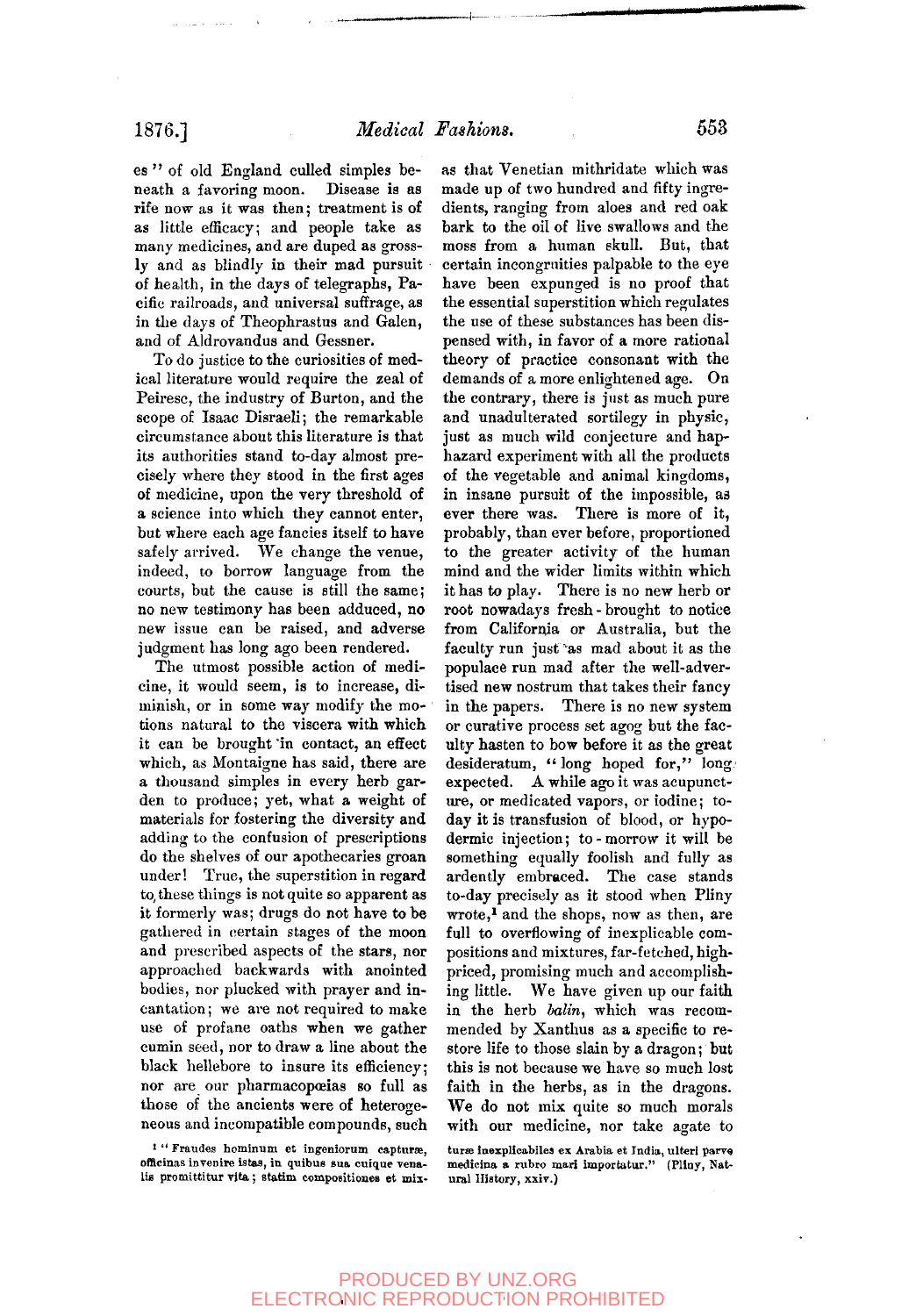es" of old England culled simples beneath a favoring moon. Disease is as rife now as it was then; treatment is of as little efficacy; and people take as many medicines, and are duped as grossly and as blindly in their mad pursuit of health, in the days of telegraphs, Pacific railroads, and universal suffrage, as in the days of Theophrastus and Galen, and of Aldrovandus and Gessner.

To do justice to the curiosities of medical literature would require the zeal of Peiresc, the industry of Burton, and the scope of Isaac Disraeli; the remarkable circumstance about this literature is that its authorities stand to-day almost precisely where they stood in the first ages of medicine, upon the very threshold of a science into which they cannot enter, but where each age fancies itself to have safely arrived. We change the venue, indeed, to borrow language from the courts, but the cause is still the same; no new testimony has been adduced, no new issue can be raised, and adverse judgment has long ago been rendered.

The utmost possible action of medicine, it would seem, is to increase, diminish, or in some way modify the motions natural to the viscera with which it can be brought in contact, an effect which, as Montaigne has said, there are a thousand simples in every herb garden to produce; yet, what a weight of materials for fostering the diversity and adding to the confusion of prescriptions do the shelves of our apothecaries groan under! True, the superstition in regard to these things is not quite so apparent as it formerly was; drugs do not have to be gathered in certain stages of the moon and prescribed aspects of the stars, nor approached backwards with anointed bodies, nor plucked with prayer and incantation; we are not required to make use of profane oaths when we gather cumin seed, nor to draw a line about the black hellebore to insure its efficiency; nor are our pharmacopœias so full as those of the ancients were of heterogeneous and incompatible compounds, such as that Venetian mithridate which was made up of two hundred and fifty ingredients, ranging from aloes and red oak bark to the oil of live swallows and the moss from a human skull. But, that certain incongruities palpable to the eye have been expunged is no proof that the essential superstition which regulates the use of these substances has been dispensed with, in favor of a more rational theory of practice consonant with the demands of a more enlightened age. On the contrary, there is just as much pure and unadulterated sortilegy in physic, just as much wild conjecture and haphazard experiment with all the products of the vegetable and animal kingdoms, in insane pursuit of the impossible, as ever there was. There is more of it, probably, than ever before, proportioned to the greater activity of the human mind and the wider limits within which it has to play. There is no new herb or root nowadays fresh-brought to notice from California or Australia, but the faculty run just as mad about it as the populace run mad after the well-advertised new nostrum that takes their fancy in the papers. There is no new system or curative process set agog but the faculty hasten to bow before it as the great desideratum, "long hoped for," long expected. A while ago it was acupuncture, or medicated vapors, or iodine; to-day it is transfusion of blood, or hypodermic injection; to-morrow it will be something equally foolish and fully as ardently embraced. The case stands to-day precisely as it stood when Pliny wrote,[1] and the shops, now as then, are full to overflowing of inexplicable compositions and mixtures, far-fetched, high-priced, promising much and accomplishing little. We have given up our faith in the herb *balin*, which was recommended by Xanthus as a specific to restore life to those slain by a dragon; but this is not because we have so much lost faith in the herbs, as in the dragons. We do not mix quite so much morals with our medicine, nor take agate to

[1] "Fraudes hominum et ingeniorum capturæ, officinas invenire istas, in quibus sua cuique venalis promittitur vita; statim compositiones et mixturæ inexplicabiles ex Arabia et India, ulteri parva medicina a rubro mari importatur." (Pliny, Natural History, xxiv.)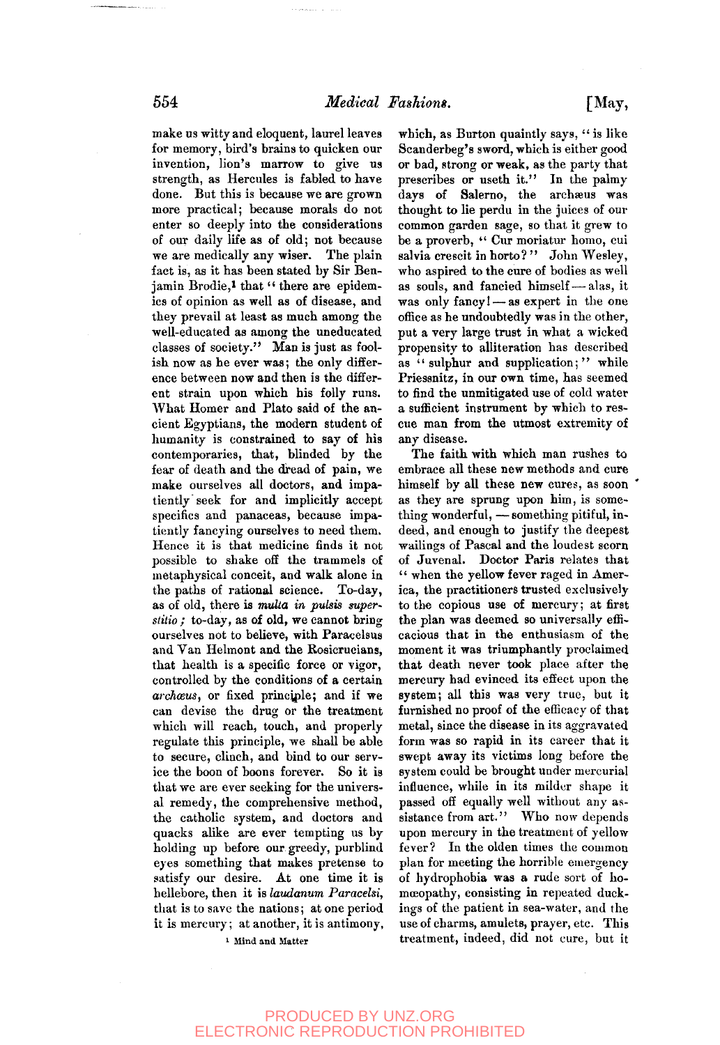make us witty and eloquent, laurel leaves for memory, bird's brains to quicken our invention, lion's marrow to give us strength, as Hercules is fabled to have done. But this is because we are grown more practical; because morals do not enter so deeply into the considerations of our daily life as of old; not because we are medically any wiser. The plain fact is, as it has been stated by Sir Benjamin Brodie,[1] that "there are epidemics of opinion as well as of disease, and they prevail at least as much among the well-educated as among the uneducated classes of society." Man is just as foolish now as he ever was; the only difference between now and then is the different strain upon which his folly runs. What Homer and Plato said of the ancient Egyptians, the modern student of humanity is constrained to say of his contemporaries, that, blinded by the fear of death and the dread of pain, we make ourselves all doctors, and impatiently seek for and implicitly accept specifics and panaceas, because impatiently fancying ourselves to need them. Hence it is that medicine finds it not possible to shake off the trammels of metaphysical conceit, and walk alone in the paths of rational science. To-day, as of old, there is *multa in pulsis superstitio*; to-day, as of old, we cannot bring ourselves not to believe, with Paracelsus and Van Helmont and the Rosicrucians, that health is a specific force or vigor, controlled by the conditions of a certain *archæus*, or fixed principle; and if we can devise the drug or the treatment which will reach, touch, and properly regulate this principle, we shall be able to secure, clinch, and bind to our service the boon of boons forever. So it is that we are ever seeking for the universal remedy, the comprehensive method, the catholic system, and doctors and quacks alike are ever tempting us by holding up before our greedy, purblind eyes something that makes pretense to satisfy our desire. At one time it is hellebore, then it is *laudanum Paracelsi*, that is to save the nations; at one period it is mercury; at another, it is antimony, which, as Burton quaintly says, "is like Scanderbeg's sword, which is either good or bad, strong or weak, as the party that prescribes or useth it." In the palmy days of Salerno, the archæus was thought to lie perdu in the juices of our common garden sage, so that it grew to be a proverb, "Cur moriatur homo, cui salvia crescit in horto?" John Wesley, who aspired to the cure of bodies as well as souls, and fancied himself — alas, it was only fancy! — as expert in the one office as he undoubtedly was in the other, put a very large trust in what a wicked propensity to alliteration has described as "sulphur and supplication;" while Priessnitz, in our own time, has seemed to find the unmitigated use of cold water a sufficient instrument by which to rescue man from the utmost extremity of any disease.

The faith with which man rushes to embrace all these new methods and cure himself by all these new cures, as soon as they are sprung upon him, is something wonderful, — something pitiful, indeed, and enough to justify the deepest wailings of Pascal and the loudest scorn of Juvenal. Doctor Paris relates that "when the yellow fever raged in America, the practitioners trusted exclusively to the copious use of mercury; at first the plan was deemed so universally efficacious that in the enthusiasm of the moment it was triumphantly proclaimed that death never took place after the mercury had evinced its effect upon the system; all this was very true, but it furnished no proof of the efficacy of that metal, since the disease in its aggravated form was so rapid in its career that it swept away its victims long before the system could be brought under mercurial influence, while in its milder shape it passed off equally well without any assistance from art." Who now depends upon mercury in the treatment of yellow fever? In the olden times the common plan for meeting the horrible emergency of hydrophobia was a rude sort of homœopathy, consisting in repeated duckings of the patient in sea-water, and the use of charms, amulets, prayer, etc. This treatment, indeed, did not cure, but it

[1] Mind and Matter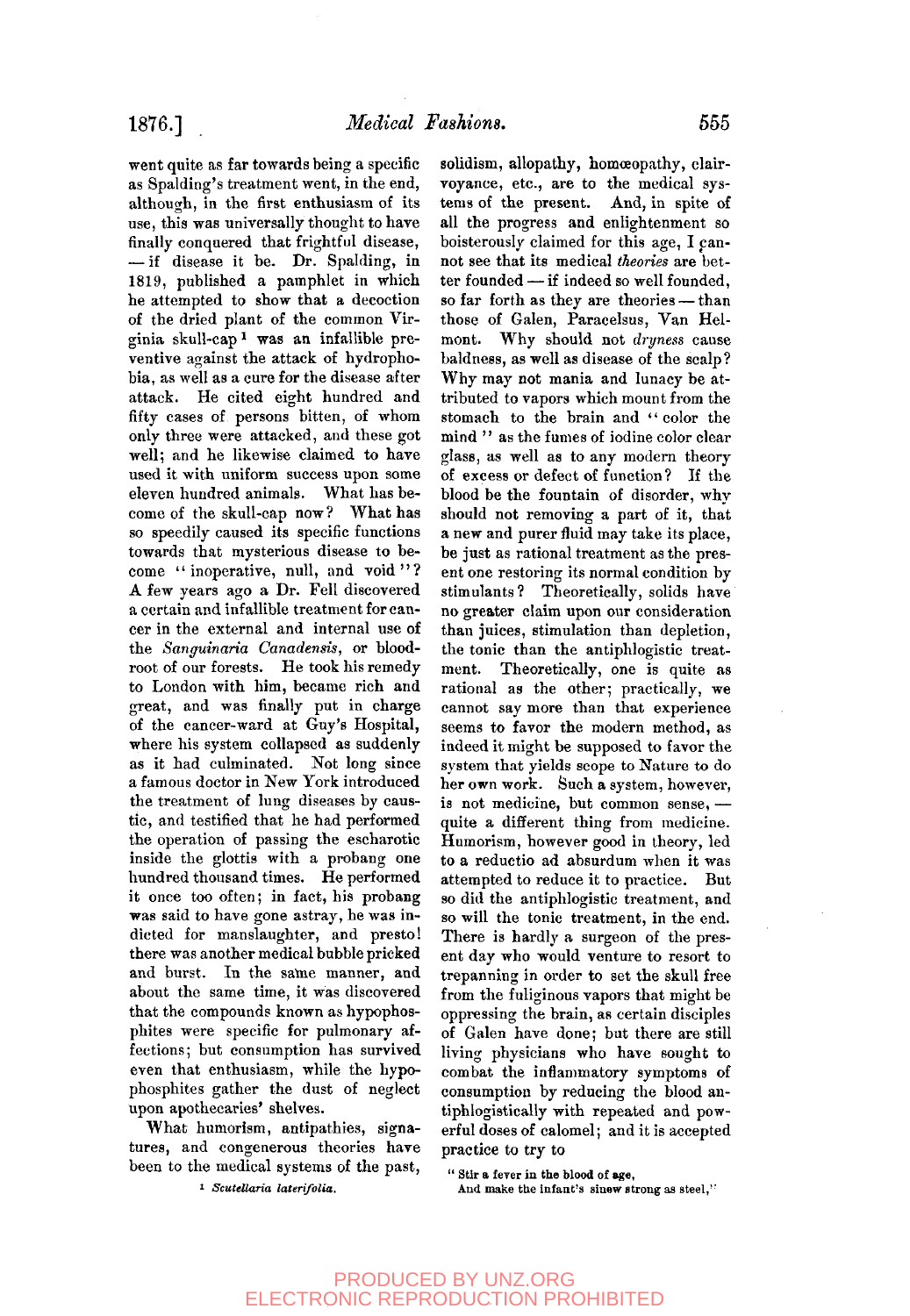went quite as far towards being a specific as Spalding's treatment went, in the end, although, in the first enthusiasm of its use, this was universally thought to have finally conquered that frightful disease, — if disease it be. Dr. Spalding, in 1819, published a pamphlet in which he attempted to show that a decoction of the dried plant of the common Virginia skull-cap[1] was an infallible preventive against the attack of hydrophobia, as well as a cure for the disease after attack. He cited eight hundred and fifty cases of persons bitten, of whom only three were attacked, and these got well; and he likewise claimed to have used it with uniform success upon some eleven hundred animals. What has become of the skull-cap now? What has so speedily caused its specific functions towards that mysterious disease to become "inoperative, null, and void"? A few years ago a Dr. Fell discovered a certain and infallible treatment for cancer in the external and internal use of the *Sanguinaria Canadensis*, or bloodroot of our forests. He took his remedy to London with him, became rich and great, and was finally put in charge of the cancer-ward at Guy's Hospital, where his system collapsed as suddenly as it had culminated. Not long since a famous doctor in New York introduced the treatment of lung diseases by caustic, and testified that he had performed the operation of passing the escharotic inside the glottis with a probang one hundred thousand times. He performed it once too often; in fact, his probang was said to have gone astray, he was indicted for manslaughter, and presto! there was another medical bubble pricked and burst. In the same manner, and about the same time, it was discovered that the compounds known as hypophosphites were specific for pulmonary affections; but consumption has survived even that enthusiasm, while the hypophosphites gather the dust of neglect upon apothecaries' shelves.

What humorism, antipathies, signatures, and congenerous theories have been to the medical systems of the past, solidism, allopathy, homœopathy, clairvoyance, etc., are to the medical systems of the present. And, in spite of all the progress and enlightenment so boisterously claimed for this age, I cannot see that its medical *theories* are better founded — if indeed so well founded, so far forth as they are theories — than those of Galen, Paracelsus, Van Helmont. Why should not *dryness* cause baldness, as well as disease of the scalp? Why may not mania and lunacy be attributed to vapors which mount from the stomach to the brain and "color the mind" as the fumes of iodine color clear glass, as well as to any modern theory of excess or defect of function? If the blood be the fountain of disorder, why should not removing a part of it, that a new and purer fluid may take its place, be just as rational treatment as the present one restoring its normal condition by stimulants? Theoretically, solids have no greater claim upon our consideration than juices, stimulation than depletion, the tonic than the antiphlogistic treatment. Theoretically, one is quite as rational as the other; practically, we cannot say more than that experience seems to favor the modern method, as indeed it might be supposed to favor the system that yields scope to Nature to do her own work. Such a system, however, is not medicine, but common sense, — quite a different thing from medicine. Humorism, however good in theory, led to a reductio ad absurdum when it was attempted to reduce it to practice. But so did the antiphlogistic treatment, and so will the tonic treatment, in the end. There is hardly a surgeon of the present day who would venture to resort to trepanning in order to set the skull free from the fuliginous vapors that might be oppressing the brain, as certain disciples of Galen have done; but there are still living physicians who have sought to combat the inflammatory symptoms of consumption by reducing the blood antiphlogistically with repeated and powerful doses of calomel; and it is accepted practice to try to

> "Stir a fever in the blood of age,
> And make the infant's sinew strong as steel,"

[1] *Scutellaria laterifolia.*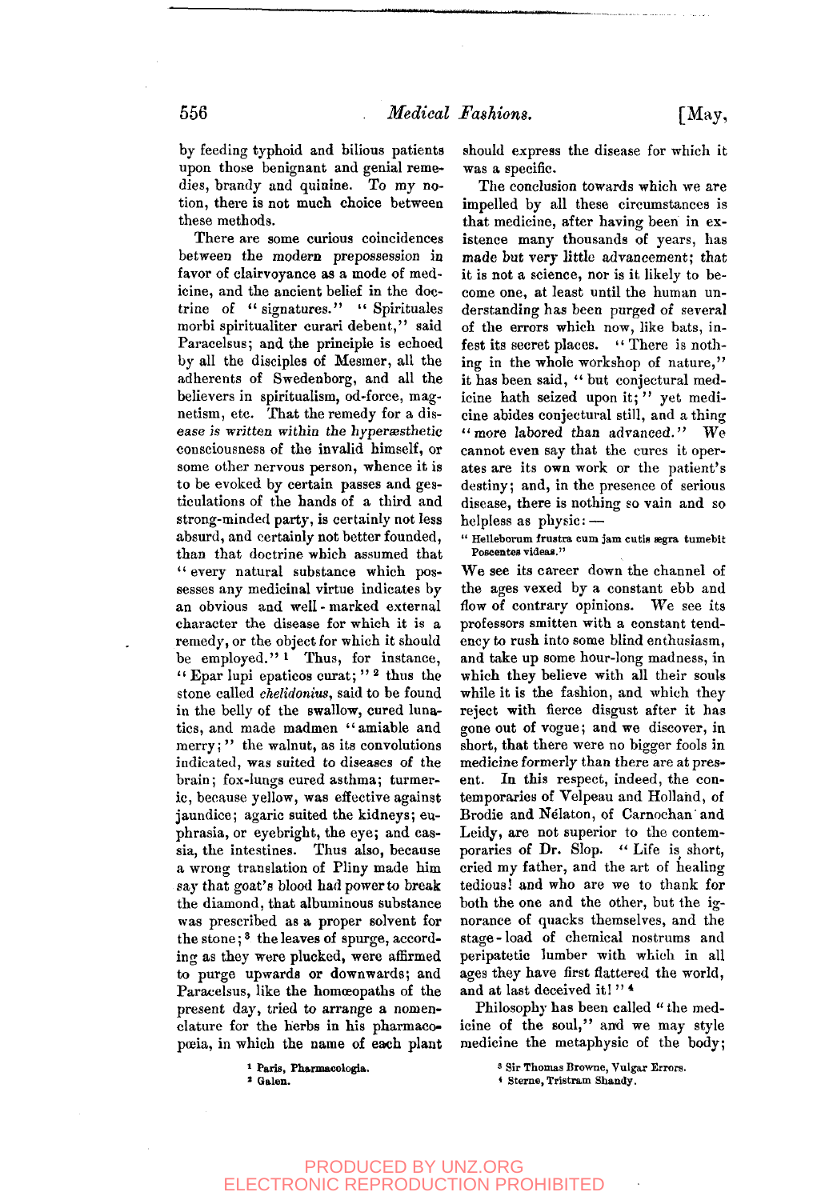by feeding typhoid and bilious patients upon those benignant and genial remedies, brandy and quinine. To my notion, there is not much choice between these methods.

There are some curious coincidences between the modern prepossession in favor of clairvoyance as a mode of medicine, and the ancient belief in the doctrine of "signatures." "Spirituales morbi spiritualiter curari debent," said Paracelsus; and the principle is echoed by all the disciples of Mesmer, all the adherents of Swedenborg, and all the believers in spiritualism, od-force, magnetism, etc. That the remedy for a disease *is written within the hyperæsthetic* consciousness of the invalid himself, or some other nervous person, whence it is to be evoked by certain passes and gesticulations of the hands of a third and strong-minded party, is certainly not less absurd, and certainly not better founded, than that doctrine which assumed that "every natural substance which possesses any medicinal virtue indicates by an obvious and well-marked external character the disease for which it is a remedy, or the object for which it should be employed."[1] Thus, for instance, "Epar lupi epaticos curat;"[2] thus the stone called *chelidonius*, said to be found in the belly of the swallow, cured lunatics, and made madmen "amiable and merry;" the walnut, as its convolutions indicated, was suited to diseases of the brain; fox-lungs cured asthma; turmeric, because yellow, was effective against jaundice; agaric suited the kidneys; euphrasia, or eyebright, the eye; and cassia, the intestines. Thus also, because a wrong translation of Pliny made him say that goat's blood had power to break the diamond, that albuminous substance was prescribed as a proper solvent for the stone;[3] the leaves of spurge, according as they were plucked, were affirmed to purge upwards or downwards; and Paracelsus, like the homœopaths of the present day, tried to arrange a nomenclature for the herbs in his pharmacopœia, in which the name of each plant should express the disease for which it was a specific.

The conclusion towards which we are impelled by all these circumstances is that medicine, after having been in existence many thousands of years, has made but very little advancement; that it is not a science, nor is it likely to become one, at least until the human understanding has been purged of several of the errors which now, like bats, infest its secret places. "There is nothing in the whole workshop of nature," it has been said, "but conjectural medicine hath seized upon it;" yet medicine abides conjectural still, and a thing "more labored than advanced." We cannot even say that the cures it operates are its own work or the patient's destiny; and, in the presence of serious disease, there is nothing so vain and so helpless as physic: —

"Helleborum frustra cum jam cutis ægra tumebit
Poscentes videas."

We see its career down the channel of the ages vexed by a constant ebb and flow of contrary opinions. We see its professors smitten with a constant tendency to rush into some blind enthusiasm, and take up some hour-long madness, in which they believe with all their souls while it is the fashion, and which they reject with fierce disgust after it has gone out of vogue; and we discover, in short, that there were no bigger fools in medicine formerly than there are at present. In this respect, indeed, the contemporaries of Velpeau and Holland, of Brodie and Nélaton, of Carnochan and Leidy, are not superior to the contemporaries of Dr. Slop. "Life is short, cried my father, and the art of healing tedious! and who are we to thank for both the one and the other, but the ignorance of quacks themselves, and the stage-load of chemical nostrums and peripatetic lumber with which in all ages they have first flattered the world, and at last deceived it!"[4]

Philosophy has been called "the medicine of the soul," and we may style medicine the metaphysic of the body;

[1] Paris, Pharmacologia.
[2] Galen.
[3] Sir Thomas Browne, Vulgar Errors.
[4] Sterne, Tristram Shandy.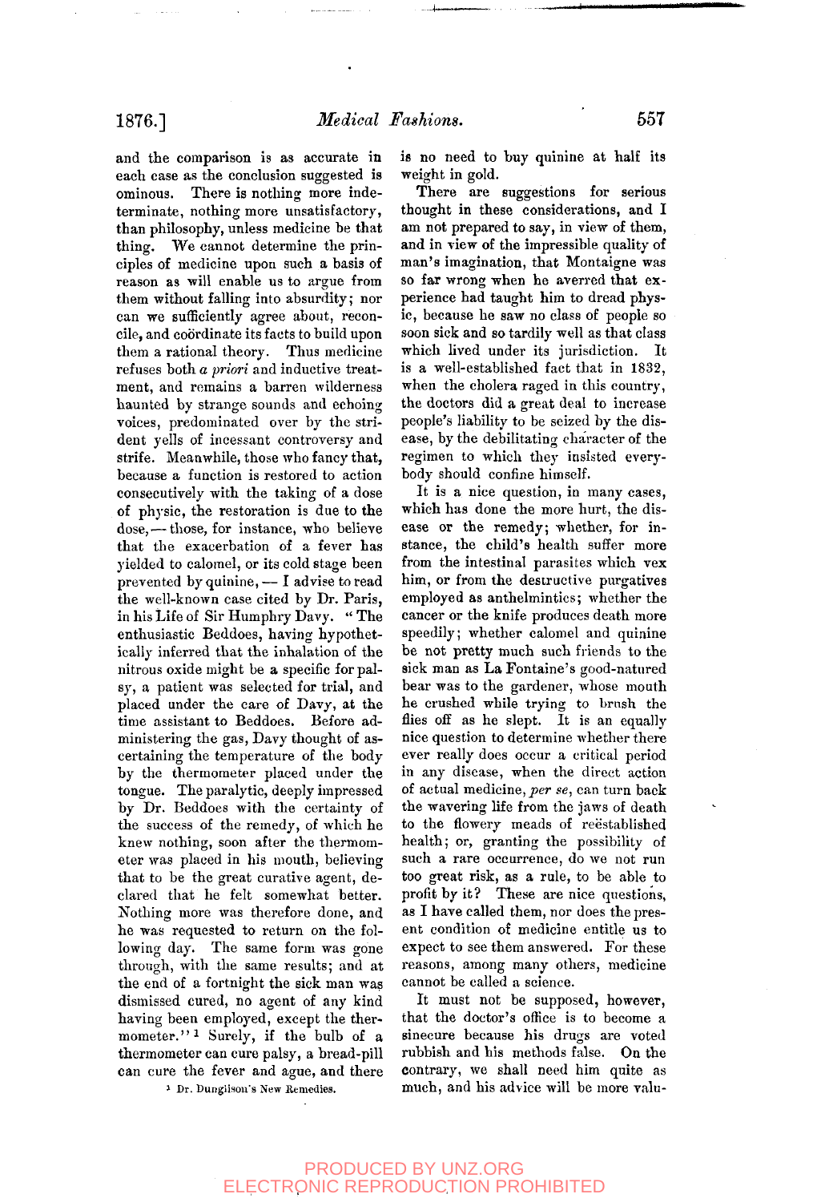and the comparison is as accurate in each case as the conclusion suggested is ominous. There is nothing more indeterminate, nothing more unsatisfactory, than philosophy, unless medicine be that thing. We cannot determine the principles of medicine upon such a basis of reason as will enable us to argue from them without falling into absurdity; nor can we sufficiently agree about, reconcile, and coördinate its facts to build upon them a rational theory. Thus medicine refuses both *a priori* and inductive treatment, and remains a barren wilderness haunted by strange sounds and echoing voices, predominated over by the strident yells of incessant controversy and strife. Meanwhile, those who fancy that, because a function is restored to action consecutively with the taking of a dose of physic, the restoration is due to the dose, — those, for instance, who believe that the exacerbation of a fever has yielded to calomel, or its cold stage been prevented by quinine, — I advise to read the well-known case cited by Dr. Paris, in his Life of Sir Humphry Davy. "The enthusiastic Beddoes, having hypothetically inferred that the inhalation of the nitrous oxide might be a specific for palsy, a patient was selected for trial, and placed under the care of Davy, at the time assistant to Beddoes. Before administering the gas, Davy thought of ascertaining the temperature of the body by the thermometer placed under the tongue. The paralytic, deeply impressed by Dr. Beddoes with the certainty of the success of the remedy, of which he knew nothing, soon after the thermometer was placed in his mouth, believing that to be the great curative agent, declared that he felt somewhat better. Nothing more was therefore done, and he was requested to return on the following day. The same form was gone through, with the same results; and at the end of a fortnight the sick man was dismissed cured, no agent of any kind having been employed, except the thermometer."[1] Surely, if the bulb of a thermometer can cure palsy, a bread-pill can cure the fever and ague, and there is no need to buy quinine at half its weight in gold.

[1] Dr. Dunglison's New Remedies.

There are suggestions for serious thought in these considerations, and I am not prepared to say, in view of them, and in view of the impressible quality of man's imagination, that Montaigne was so far wrong when he averred that experience had taught him to dread physic, because he saw no class of people so soon sick and so tardily well as that class which lived under its jurisdiction. It is a well-established fact that in 1832, when the cholera raged in this country, the doctors did a great deal to increase people's liability to be seized by the disease, by the debilitating character of the regimen to which they insisted everybody should confine himself.

It is a nice question, in many cases, which has done the more hurt, the disease or the remedy; whether, for instance, the child's health suffer more from the intestinal parasites which vex him, or from the destructive purgatives employed as anthelmintics; whether the cancer or the knife produces death more speedily; whether calomel and quinine be not pretty much such friends to the sick man as La Fontaine's good-natured bear was to the gardener, whose mouth he crushed while trying to brush the flies off as he slept. It is an equally nice question to determine whether there ever really does occur a critical period in any disease, when the direct action of actual medicine, *per se*, can turn back the wavering life from the jaws of death to the flowery meads of reëstablished health; or, granting the possibility of such a rare occurrence, do we not run too great risk, as a rule, to be able to profit by it? These are nice questions, as I have called them, nor does the present condition of medicine entitle us to expect to see them answered. For these reasons, among many others, medicine cannot be called a science.

It must not be supposed, however, that the doctor's office is to become a sinecure because his drugs are voted rubbish and his methods false. On the contrary, we shall need him quite as much, and his advice will be more valu-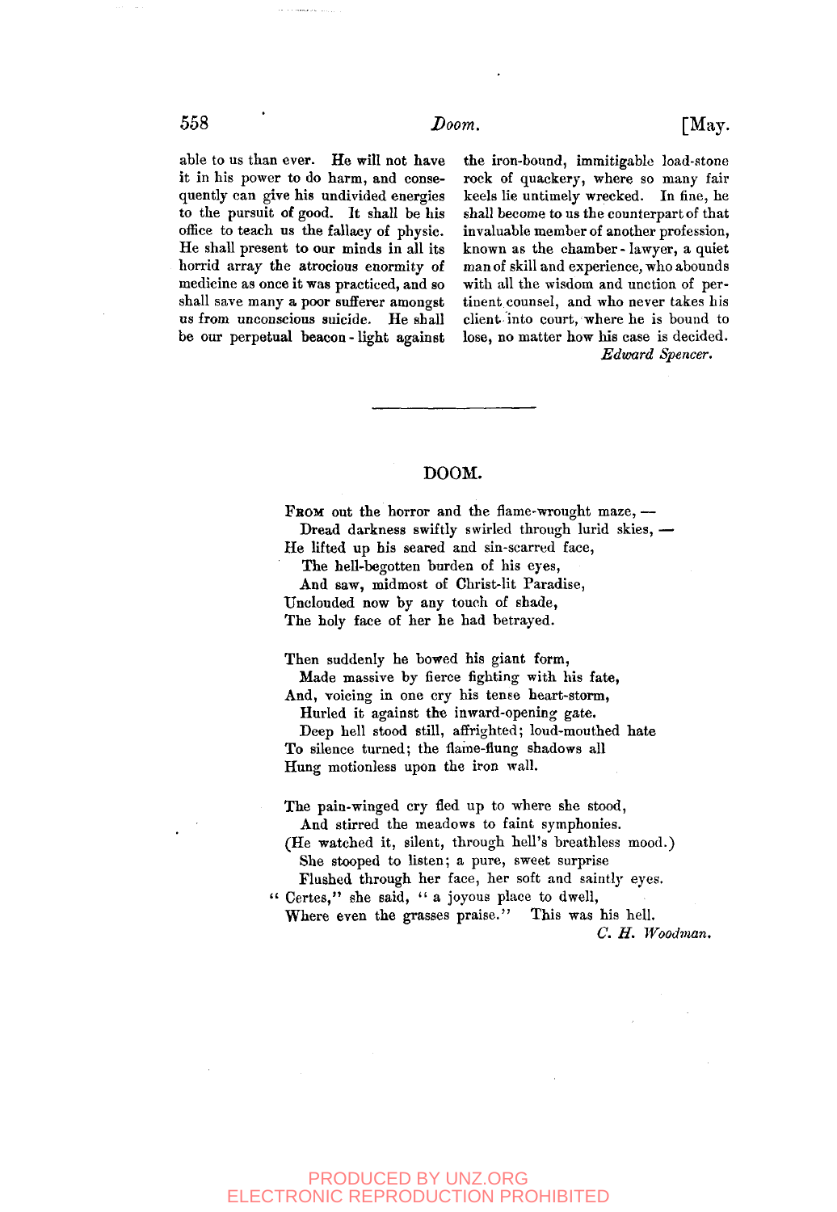able to us than ever. He will not have it in his power to do harm, and consequently can give his undivided energies to the pursuit of good. It shall be his office to teach us the fallacy of physic. He shall present to our minds in all its horrid array the atrocious enormity of medicine as once it was practiced, and so shall save many a poor sufferer amongst us from unconscious suicide. He shall be our perpetual beacon-light against the iron-bound, immitigable load-stone rock of quackery, where so many fair keels lie untimely wrecked. In fine, he shall become to us the counterpart of that invaluable member of another profession, known as the chamber-lawyer, a quiet man of skill and experience, who abounds with all the wisdom and unction of pertinent counsel, and who never takes his client into court, where he is bound to lose, no matter how his case is decided.

*Edward Spencer.*

---

## DOOM.

FROM out the horror and the flame-wrought maze, —
  Dread darkness swiftly swirled through lurid skies, —
He lifted up his seared and sin-scarred face,
  The hell-begotten burden of his eyes,
  And saw, midmost of Christ-lit Paradise,
Unclouded now by any touch of shade,
The holy face of her he had betrayed.

Then suddenly he bowed his giant form,
  Made massive by fierce fighting with his fate,
And, voicing in one cry his tense heart-storm,
  Hurled it against the inward-opening gate.
  Deep hell stood still, affrighted; loud-mouthed hate
To silence turned; the flame-flung shadows all
Hung motionless upon the iron wall.

The pain-winged cry fled up to where she stood,
  And stirred the meadows to faint symphonies.
(He watched it, silent, through hell's breathless mood.)
  She stooped to listen; a pure, sweet surprise
  Flushed through her face, her soft and saintly eyes.
"Certes," she said, "a joyous place to dwell,
Where even the grasses praise." This was his hell.

*C. H. Woodman.*